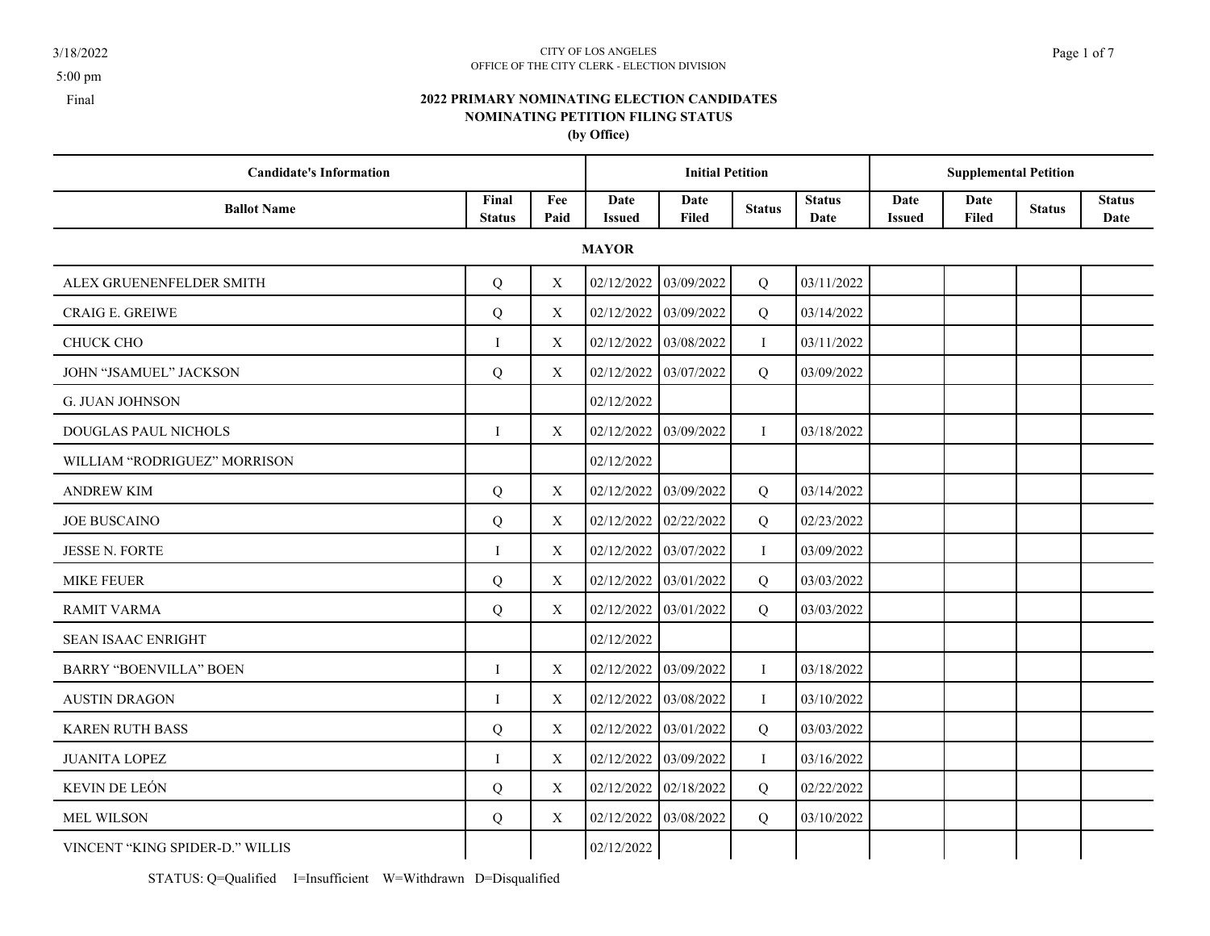3/18/2022
5:00 pm
Final

CITY OF LOS ANGELES
OFFICE OF THE CITY CLERK - ELECTION DIVISION

# 2022 PRIMARY NOMINATING ELECTION CANDIDATES
## NOMINATING PETITION FILING STATUS
### (by Office)

| Candidate's Information | | | Initial Petition | | | | Supplemental Petition | | | |
|---|---|---|---|---|---|---|---|---|---|---|
| Ballot Name | Final Status | Fee Paid | Date Issued | Date Filed | Status | Status Date | Date Issued | Date Filed | Status | Status Date |
| **MAYOR** | | | | | | | | | | |
| ALEX GRUENENFELDER SMITH | Q | X | 02/12/2022 | 03/09/2022 | Q | 03/11/2022 | | | | |
| CRAIG E. GREIWE | Q | X | 02/12/2022 | 03/09/2022 | Q | 03/14/2022 | | | | |
| CHUCK CHO | I | X | 02/12/2022 | 03/08/2022 | I | 03/11/2022 | | | | |
| JOHN “JSAMUEL” JACKSON | Q | X | 02/12/2022 | 03/07/2022 | Q | 03/09/2022 | | | | |
| G. JUAN JOHNSON | | | 02/12/2022 | | | | | | | |
| DOUGLAS PAUL NICHOLS | I | X | 02/12/2022 | 03/09/2022 | I | 03/18/2022 | | | | |
| WILLIAM “RODRIGUEZ” MORRISON | | | 02/12/2022 | | | | | | | |
| ANDREW KIM | Q | X | 02/12/2022 | 03/09/2022 | Q | 03/14/2022 | | | | |
| JOE BUSCAINO | Q | X | 02/12/2022 | 02/22/2022 | Q | 02/23/2022 | | | | |
| JESSE N. FORTE | I | X | 02/12/2022 | 03/07/2022 | I | 03/09/2022 | | | | |
| MIKE FEUER | Q | X | 02/12/2022 | 03/01/2022 | Q | 03/03/2022 | | | | |
| RAMIT VARMA | Q | X | 02/12/2022 | 03/01/2022 | Q | 03/03/2022 | | | | |
| SEAN ISAAC ENRIGHT | | | 02/12/2022 | | | | | | | |
| BARRY “BOENVILLA” BOEN | I | X | 02/12/2022 | 03/09/2022 | I | 03/18/2022 | | | | |
| AUSTIN DRAGON | I | X | 02/12/2022 | 03/08/2022 | I | 03/10/2022 | | | | |
| KAREN RUTH BASS | Q | X | 02/12/2022 | 03/01/2022 | Q | 03/03/2022 | | | | |
| JUANITA LOPEZ | I | X | 02/12/2022 | 03/09/2022 | I | 03/16/2022 | | | | |
| KEVIN DE LEÓN | Q | X | 02/12/2022 | 02/18/2022 | Q | 02/22/2022 | | | | |
| MEL WILSON | Q | X | 02/12/2022 | 03/08/2022 | Q | 03/10/2022 | | | | |
| VINCENT “KING SPIDER-D.” WILLIS | | | 02/12/2022 | | | | | | | |

STATUS: Q=Qualified I=Insufficient W=Withdrawn D=Disqualified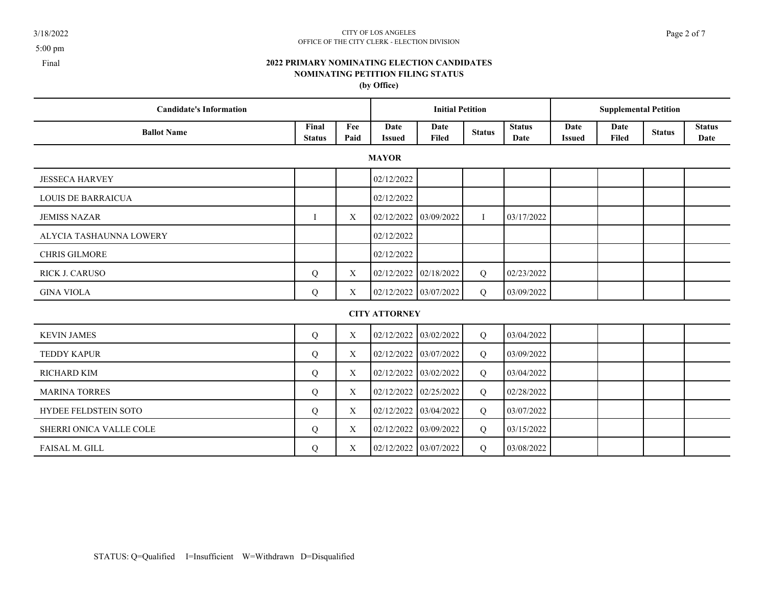CITY OF LOS ANGELES
OFFICE OF THE CITY CLERK - ELECTION DIVISION

3/18/2022
5:00 pm
Final

## 2022 PRIMARY NOMINATING ELECTION CANDIDATES
## NOMINATING PETITION FILING STATUS
### (by Office)

| Candidate's Information | | | Initial Petition | | | | Supplemental Petition | | | |
|---|---|---|---|---|---|---|---|---|---|---|
| **Ballot Name** | **Final Status** | **Fee Paid** | **Date Issued** | **Date Filed** | **Status** | **Status Date** | **Date Issued** | **Date Filed** | **Status** | **Status Date** |
| **MAYOR** | | | | | | | | | | |
| JESSECA HARVEY | | | 02/12/2022 | | | | | | | |
| LOUIS DE BARRAICUA | | | 02/12/2022 | | | | | | | |
| JEMISS NAZAR | I | X | 02/12/2022 | 03/09/2022 | I | 03/17/2022 | | | | |
| ALYCIA TASHAUNNA LOWERY | | | 02/12/2022 | | | | | | | |
| CHRIS GILMORE | | | 02/12/2022 | | | | | | | |
| RICK J. CARUSO | Q | X | 02/12/2022 | 02/18/2022 | Q | 02/23/2022 | | | | |
| GINA VIOLA | Q | X | 02/12/2022 | 03/07/2022 | Q | 03/09/2022 | | | | |
| **CITY ATTORNEY** | | | | | | | | | | |
| KEVIN JAMES | Q | X | 02/12/2022 | 03/02/2022 | Q | 03/04/2022 | | | | |
| TEDDY KAPUR | Q | X | 02/12/2022 | 03/07/2022 | Q | 03/09/2022 | | | | |
| RICHARD KIM | Q | X | 02/12/2022 | 03/02/2022 | Q | 03/04/2022 | | | | |
| MARINA TORRES | Q | X | 02/12/2022 | 02/25/2022 | Q | 02/28/2022 | | | | |
| HYDEE FELDSTEIN SOTO | Q | X | 02/12/2022 | 03/04/2022 | Q | 03/07/2022 | | | | |
| SHERRI ONICA VALLE COLE | Q | X | 02/12/2022 | 03/09/2022 | Q | 03/15/2022 | | | | |
| FAISAL M. GILL | Q | X | 02/12/2022 | 03/07/2022 | Q | 03/08/2022 | | | | |

STATUS: Q=Qualified I=Insufficient W=Withdrawn D=Disqualified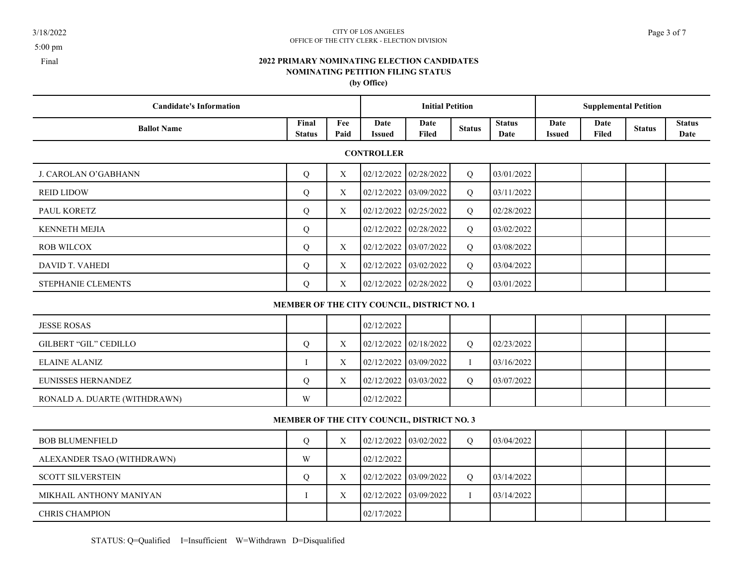3/18/2022
5:00 pm
Final

CITY OF LOS ANGELES
OFFICE OF THE CITY CLERK - ELECTION DIVISION

## 2022 PRIMARY NOMINATING ELECTION CANDIDATES
## NOMINATING PETITION FILING STATUS
### (by Office)

| Candidate's Information | | | Initial Petition | | | | Supplemental Petition | | | |
|---|---|---|---|---|---|---|---|---|---|---|
| **Ballot Name** | **Final Status** | **Fee Paid** | **Date Issued** | **Date Filed** | **Status** | **Status Date** | **Date Issued** | **Date Filed** | **Status** | **Status Date** |
| **CONTROLLER** | | | | | | | | | | |
| J. CAROLAN O'GABHANN | Q | X | 02/12/2022 | 02/28/2022 | Q | 03/01/2022 | | | | |
| REID LIDOW | Q | X | 02/12/2022 | 03/09/2022 | Q | 03/11/2022 | | | | |
| PAUL KORETZ | Q | X | 02/12/2022 | 02/25/2022 | Q | 02/28/2022 | | | | |
| KENNETH MEJIA | Q | | 02/12/2022 | 02/28/2022 | Q | 03/02/2022 | | | | |
| ROB WILCOX | Q | X | 02/12/2022 | 03/07/2022 | Q | 03/08/2022 | | | | |
| DAVID T. VAHEDI | Q | X | 02/12/2022 | 03/02/2022 | Q | 03/04/2022 | | | | |
| STEPHANIE CLEMENTS | Q | X | 02/12/2022 | 02/28/2022 | Q | 03/01/2022 | | | | |
| **MEMBER OF THE CITY COUNCIL, DISTRICT NO. 1** | | | | | | | | | | |
| JESSE ROSAS | | | 02/12/2022 | | | | | | | |
| GILBERT "GIL" CEDILLO | Q | X | 02/12/2022 | 02/18/2022 | Q | 02/23/2022 | | | | |
| ELAINE ALANIZ | I | X | 02/12/2022 | 03/09/2022 | I | 03/16/2022 | | | | |
| EUNISSES HERNANDEZ | Q | X | 02/12/2022 | 03/03/2022 | Q | 03/07/2022 | | | | |
| RONALD A. DUARTE (WITHDRAWN) | W | | 02/12/2022 | | | | | | | |
| **MEMBER OF THE CITY COUNCIL, DISTRICT NO. 3** | | | | | | | | | | |
| BOB BLUMENFIELD | Q | X | 02/12/2022 | 03/02/2022 | Q | 03/04/2022 | | | | |
| ALEXANDER TSAO (WITHDRAWN) | W | | 02/12/2022 | | | | | | | |
| SCOTT SILVERSTEIN | Q | X | 02/12/2022 | 03/09/2022 | Q | 03/14/2022 | | | | |
| MIKHAIL ANTHONY MANIYAN | I | X | 02/12/2022 | 03/09/2022 | I | 03/14/2022 | | | | |
| CHRIS CHAMPION | | | 02/17/2022 | | | | | | | |

STATUS: Q=Qualified I=Insufficient W=Withdrawn D=Disqualified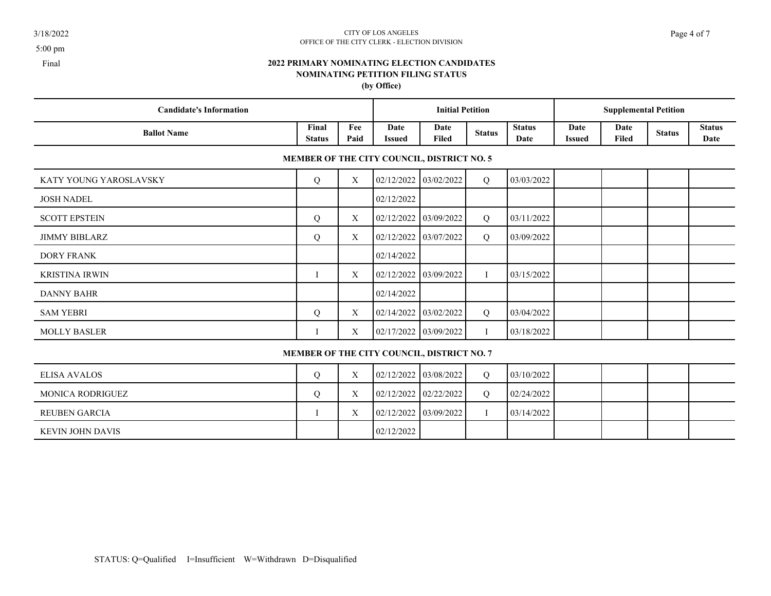CITY OF LOS ANGELES
OFFICE OF THE CITY CLERK - ELECTION DIVISION

3/18/2022
5:00 pm
Final

## 2022 PRIMARY NOMINATING ELECTION CANDIDATES
## NOMINATING PETITION FILING STATUS
### (by Office)

| Candidate's Information | | | Initial Petition | | | | Supplemental Petition | | | |
|---|---|---|---|---|---|---|---|---|---|---|
| **Ballot Name** | **Final Status** | **Fee Paid** | **Date Issued** | **Date Filed** | **Status** | **Status Date** | **Date Issued** | **Date Filed** | **Status** | **Status Date** |
| **MEMBER OF THE CITY COUNCIL, DISTRICT NO. 5** | | | | | | | | | | |
| KATY YOUNG YAROSLAVSKY | Q | X | 02/12/2022 | 03/02/2022 | Q | 03/03/2022 | | | | |
| JOSH NADEL | | | 02/12/2022 | | | | | | | |
| SCOTT EPSTEIN | Q | X | 02/12/2022 | 03/09/2022 | Q | 03/11/2022 | | | | |
| JIMMY BIBLARZ | Q | X | 02/12/2022 | 03/07/2022 | Q | 03/09/2022 | | | | |
| DORY FRANK | | | 02/14/2022 | | | | | | | |
| KRISTINA IRWIN | I | X | 02/12/2022 | 03/09/2022 | I | 03/15/2022 | | | | |
| DANNY BAHR | | | 02/14/2022 | | | | | | | |
| SAM YEBRI | Q | X | 02/14/2022 | 03/02/2022 | Q | 03/04/2022 | | | | |
| MOLLY BASLER | I | X | 02/17/2022 | 03/09/2022 | I | 03/18/2022 | | | | |
| **MEMBER OF THE CITY COUNCIL, DISTRICT NO. 7** | | | | | | | | | | |
| ELISA AVALOS | Q | X | 02/12/2022 | 03/08/2022 | Q | 03/10/2022 | | | | |
| MONICA RODRIGUEZ | Q | X | 02/12/2022 | 02/22/2022 | Q | 02/24/2022 | | | | |
| REUBEN GARCIA | I | X | 02/12/2022 | 03/09/2022 | I | 03/14/2022 | | | | |
| KEVIN JOHN DAVIS | | | 02/12/2022 | | | | | | | |

STATUS: Q=Qualified I=Insufficient W=Withdrawn D=Disqualified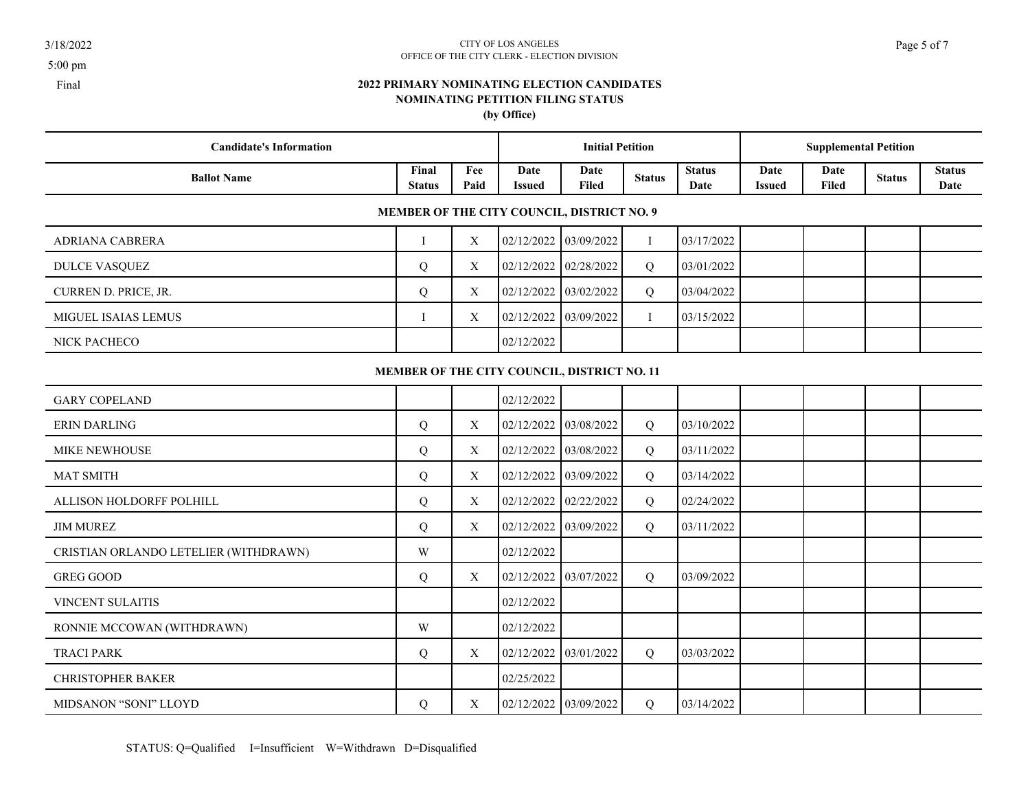3/18/2022
5:00 pm
Final

CITY OF LOS ANGELES
OFFICE OF THE CITY CLERK - ELECTION DIVISION

# 2022 PRIMARY NOMINATING ELECTION CANDIDATES
## NOMINATING PETITION FILING STATUS
### (by Office)

| Candidate's Information | | | Initial Petition | | | | Supplemental Petition | | | |
|---|---|---|---|---|---|---|---|---|---|---|
| **Ballot Name** | **Final Status** | **Fee Paid** | **Date Issued** | **Date Filed** | **Status** | **Status Date** | **Date Issued** | **Date Filed** | **Status** | **Status Date** |
| **MEMBER OF THE CITY COUNCIL, DISTRICT NO. 9** | | | | | | | | | | |
| ADRIANA CABRERA | I | X | 02/12/2022 | 03/09/2022 | I | 03/17/2022 | | | | |
| DULCE VASQUEZ | Q | X | 02/12/2022 | 02/28/2022 | Q | 03/01/2022 | | | | |
| CURREN D. PRICE, JR. | Q | X | 02/12/2022 | 03/02/2022 | Q | 03/04/2022 | | | | |
| MIGUEL ISAIAS LEMUS | I | X | 02/12/2022 | 03/09/2022 | I | 03/15/2022 | | | | |
| NICK PACHECO | | | 02/12/2022 | | | | | | | |
| **MEMBER OF THE CITY COUNCIL, DISTRICT NO. 11** | | | | | | | | | | |
| GARY COPELAND | | | 02/12/2022 | | | | | | | |
| ERIN DARLING | Q | X | 02/12/2022 | 03/08/2022 | Q | 03/10/2022 | | | | |
| MIKE NEWHOUSE | Q | X | 02/12/2022 | 03/08/2022 | Q | 03/11/2022 | | | | |
| MAT SMITH | Q | X | 02/12/2022 | 03/09/2022 | Q | 03/14/2022 | | | | |
| ALLISON HOLDORFF POLHILL | Q | X | 02/12/2022 | 02/22/2022 | Q | 02/24/2022 | | | | |
| JIM MUREZ | Q | X | 02/12/2022 | 03/09/2022 | Q | 03/11/2022 | | | | |
| CRISTIAN ORLANDO LETELIER (WITHDRAWN) | W | | 02/12/2022 | | | | | | | |
| GREG GOOD | Q | X | 02/12/2022 | 03/07/2022 | Q | 03/09/2022 | | | | |
| VINCENT SULAITIS | | | 02/12/2022 | | | | | | | |
| RONNIE MCCOWAN (WITHDRAWN) | W | | 02/12/2022 | | | | | | | |
| TRACI PARK | Q | X | 02/12/2022 | 03/01/2022 | Q | 03/03/2022 | | | | |
| CHRISTOPHER BAKER | | | 02/25/2022 | | | | | | | |
| MIDSANON “SONI” LLOYD | Q | X | 02/12/2022 | 03/09/2022 | Q | 03/14/2022 | | | | |

STATUS: Q=Qualified I=Insufficient W=Withdrawn D=Disqualified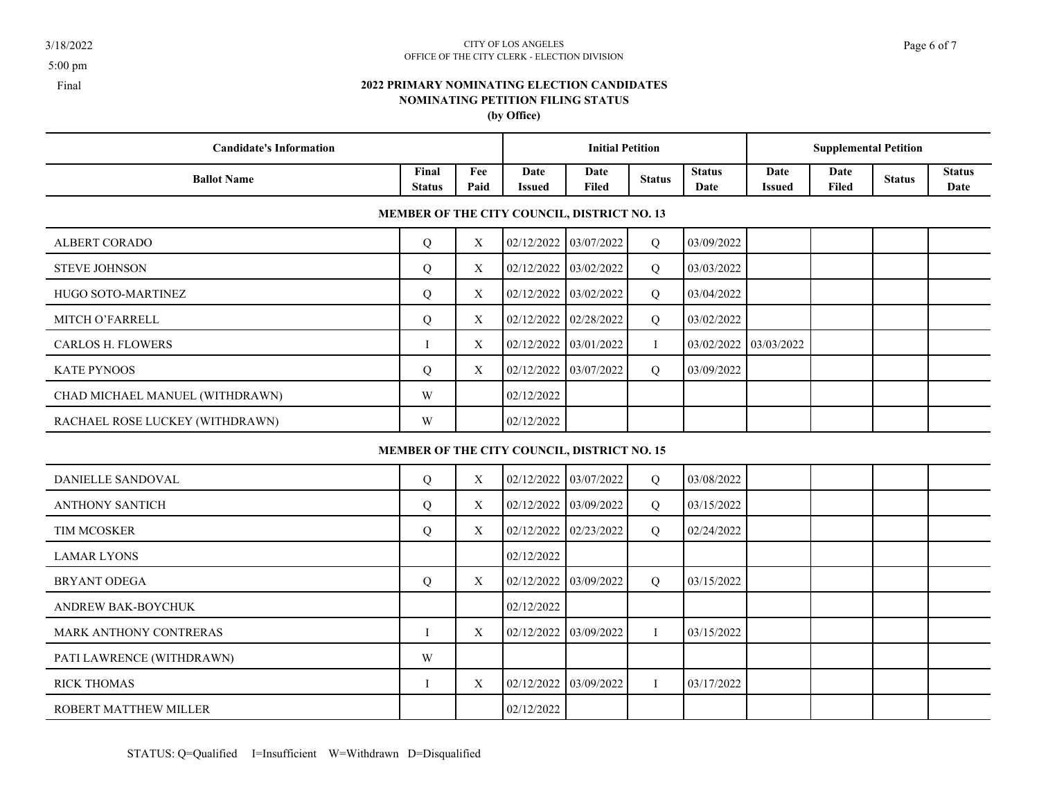CITY OF LOS ANGELES
OFFICE OF THE CITY CLERK - ELECTION DIVISION

3/18/2022
5:00 pm
Final

## 2022 PRIMARY NOMINATING ELECTION CANDIDATES
## NOMINATING PETITION FILING STATUS
### (by Office)

| Candidate's Information | | | Initial Petition | | | | Supplemental Petition | | | |
|---|---|---|---|---|---|---|---|---|---|---|
| **Ballot Name** | **Final Status** | **Fee Paid** | **Date Issued** | **Date Filed** | **Status** | **Status Date** | **Date Issued** | **Date Filed** | **Status** | **Status Date** |
| **MEMBER OF THE CITY COUNCIL, DISTRICT NO. 13** | | | | | | | | | | |
| ALBERT CORADO | Q | X | 02/12/2022 | 03/07/2022 | Q | 03/09/2022 | | | | |
| STEVE JOHNSON | Q | X | 02/12/2022 | 03/02/2022 | Q | 03/03/2022 | | | | |
| HUGO SOTO-MARTINEZ | Q | X | 02/12/2022 | 03/02/2022 | Q | 03/04/2022 | | | | |
| MITCH O'FARRELL | Q | X | 02/12/2022 | 02/28/2022 | Q | 03/02/2022 | | | | |
| CARLOS H. FLOWERS | I | X | 02/12/2022 | 03/01/2022 | I | 03/02/2022 | 03/03/2022 | | | |
| KATE PYNOOS | Q | X | 02/12/2022 | 03/07/2022 | Q | 03/09/2022 | | | | |
| CHAD MICHAEL MANUEL (WITHDRAWN) | W | | 02/12/2022 | | | | | | | |
| RACHAEL ROSE LUCKEY (WITHDRAWN) | W | | 02/12/2022 | | | | | | | |
| **MEMBER OF THE CITY COUNCIL, DISTRICT NO. 15** | | | | | | | | | | |
| DANIELLE SANDOVAL | Q | X | 02/12/2022 | 03/07/2022 | Q | 03/08/2022 | | | | |
| ANTHONY SANTICH | Q | X | 02/12/2022 | 03/09/2022 | Q | 03/15/2022 | | | | |
| TIM MCOSKER | Q | X | 02/12/2022 | 02/23/2022 | Q | 02/24/2022 | | | | |
| LAMAR LYONS | | | 02/12/2022 | | | | | | | |
| BRYANT ODEGA | Q | X | 02/12/2022 | 03/09/2022 | Q | 03/15/2022 | | | | |
| ANDREW BAK-BOYCHUK | | | 02/12/2022 | | | | | | | |
| MARK ANTHONY CONTRERAS | I | X | 02/12/2022 | 03/09/2022 | I | 03/15/2022 | | | | |
| PATI LAWRENCE (WITHDRAWN) | W | | | | | | | | | |
| RICK THOMAS | I | X | 02/12/2022 | 03/09/2022 | I | 03/17/2022 | | | | |
| ROBERT MATTHEW MILLER | | | 02/12/2022 | | | | | | | |

STATUS: Q=Qualified I=Insufficient W=Withdrawn D=Disqualified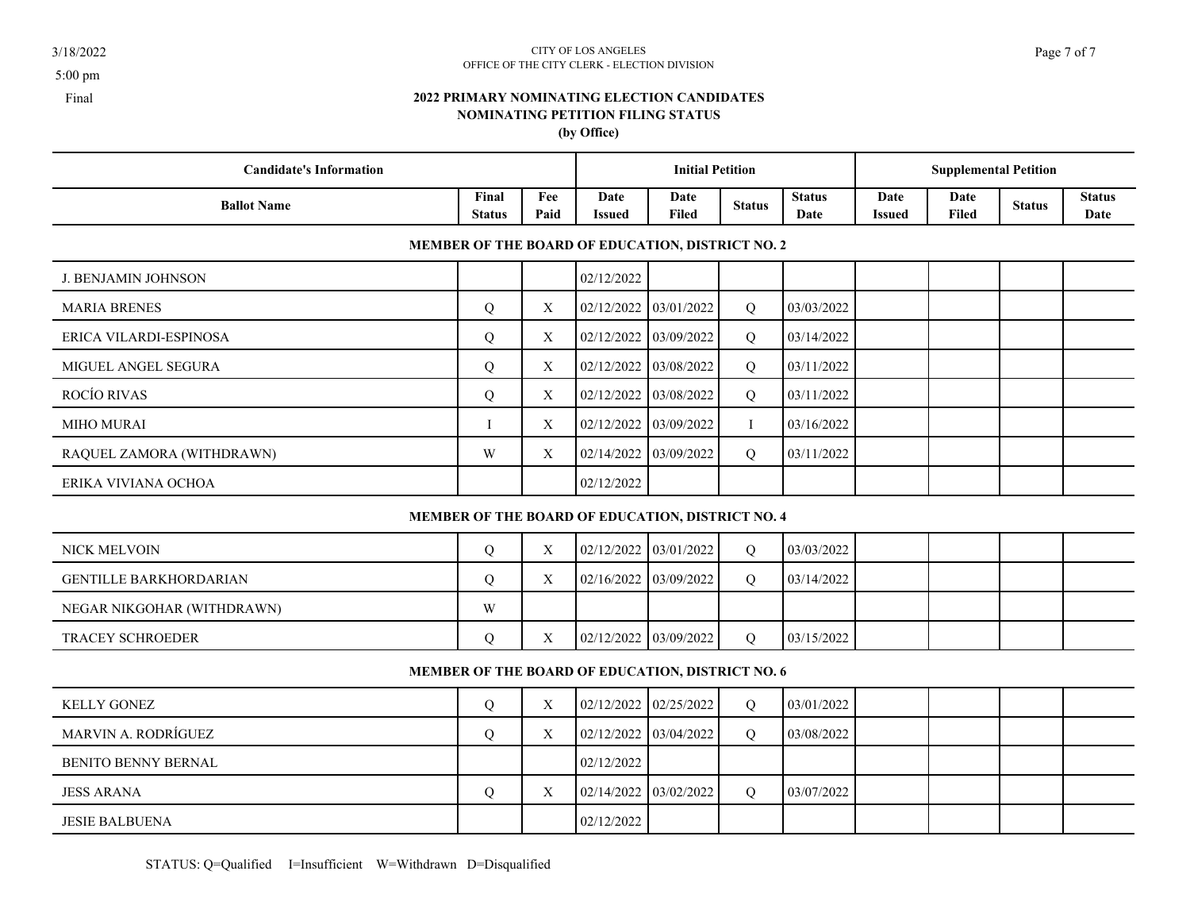3/18/2022

5:00 pm

Final

CITY OF LOS ANGELES
OFFICE OF THE CITY CLERK - ELECTION DIVISION

## 2022 PRIMARY NOMINATING ELECTION CANDIDATES
## NOMINATING PETITION FILING STATUS
### (by Office)

| Candidate's Information | | | Initial Petition | | | | Supplemental Petition | | | |
|---|---|---|---|---|---|---|---|---|---|---|
| **Ballot Name** | **Final Status** | **Fee Paid** | **Date Issued** | **Date Filed** | **Status** | **Status Date** | **Date Issued** | **Date Filed** | **Status** | **Status Date** |
| **MEMBER OF THE BOARD OF EDUCATION, DISTRICT NO. 2** | | | | | | | | | | |
| J. BENJAMIN JOHNSON | | | 02/12/2022 | | | | | | | |
| MARIA BRENES | Q | X | 02/12/2022 | 03/01/2022 | Q | 03/03/2022 | | | | |
| ERICA VILARDI-ESPINOSA | Q | X | 02/12/2022 | 03/09/2022 | Q | 03/14/2022 | | | | |
| MIGUEL ANGEL SEGURA | Q | X | 02/12/2022 | 03/08/2022 | Q | 03/11/2022 | | | | |
| ROCÍO RIVAS | Q | X | 02/12/2022 | 03/08/2022 | Q | 03/11/2022 | | | | |
| MIHO MURAI | I | X | 02/12/2022 | 03/09/2022 | I | 03/16/2022 | | | | |
| RAQUEL ZAMORA (WITHDRAWN) | W | X | 02/14/2022 | 03/09/2022 | Q | 03/11/2022 | | | | |
| ERIKA VIVIANA OCHOA | | | 02/12/2022 | | | | | | | |
| **MEMBER OF THE BOARD OF EDUCATION, DISTRICT NO. 4** | | | | | | | | | | |
| NICK MELVOIN | Q | X | 02/12/2022 | 03/01/2022 | Q | 03/03/2022 | | | | |
| GENTILLE BARKHORDARIAN | Q | X | 02/16/2022 | 03/09/2022 | Q | 03/14/2022 | | | | |
| NEGAR NIKGOHAR (WITHDRAWN) | W | | | | | | | | | |
| TRACEY SCHROEDER | Q | X | 02/12/2022 | 03/09/2022 | Q | 03/15/2022 | | | | |
| **MEMBER OF THE BOARD OF EDUCATION, DISTRICT NO. 6** | | | | | | | | | | |
| KELLY GONEZ | Q | X | 02/12/2022 | 02/25/2022 | Q | 03/01/2022 | | | | |
| MARVIN A. RODRÍGUEZ | Q | X | 02/12/2022 | 03/04/2022 | Q | 03/08/2022 | | | | |
| BENITO BENNY BERNAL | | | 02/12/2022 | | | | | | | |
| JESS ARANA | Q | X | 02/14/2022 | 03/02/2022 | Q | 03/07/2022 | | | | |
| JESIE BALBUENA | | | 02/12/2022 | | | | | | | |

STATUS: Q=Qualified I=Insufficient W=Withdrawn D=Disqualified